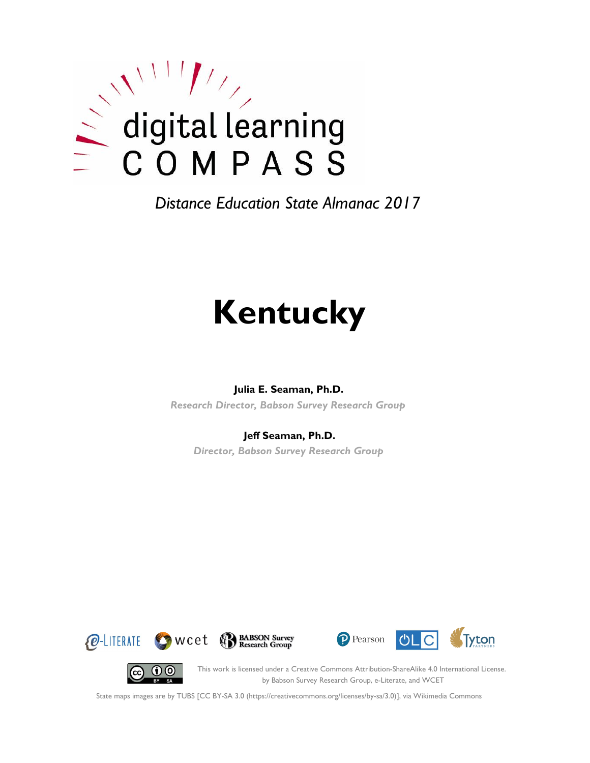digital learning

COMPASS

*Distance Education State Almanac 2017*

# Kentucky

**Julia E. Seaman, Ph.D.**

*Research Director, Babson Survey Research Group*

**Jeff Seaman, Ph.D.**

*Director, Babson Survey Research Group*

This work is licensed under a Creative Commons Attribution-ShareAlike 4.0 International License. by Babson Survey Research Group, e-Literate, and WCET

State maps images are by TUBS [CC BY-SA 3.0 (https://creativecommons.org/licenses/by-sa/3.0)], via Wikimedia Commons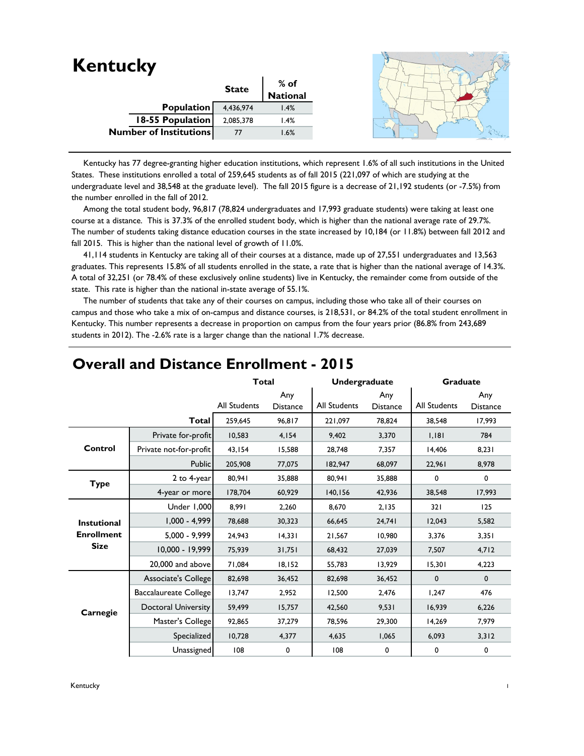# Kentucky

| | State | % of National |
|---|---|---|
| **Population** | 4,436,974 | 1.4% |
| **18-55 Population** | 2,085,378 | 1.4% |
| **Number of Institutions** | 77 | 1.6% |

Kentucky has 77 degree-granting higher education institutions, which represent 1.6% of all such institutions in the United States. These institutions enrolled a total of 259,645 students as of fall 2015 (221,097 of which are studying at the undergraduate level and 38,548 at the graduate level). The fall 2015 figure is a decrease of 21,192 students (or -7.5%) from the number enrolled in the fall of 2012.

Among the total student body, 96,817 (78,824 undergraduates and 17,993 graduate students) were taking at least one course at a distance. This is 37.3% of the enrolled student body, which is higher than the national average rate of 29.7%. The number of students taking distance education courses in the state increased by 10,184 (or 11.8%) between fall 2012 and fall 2015. This is higher than the national level of growth of 11.0%.

41,114 students in Kentucky are taking all of their courses at a distance, made up of 27,551 undergraduates and 13,563 graduates. This represents 15.8% of all students enrolled in the state, a rate that is higher than the national average of 14.3%. A total of 32,251 (or 78.4% of these exclusively online students) live in Kentucky, the remainder come from outside of the state. This rate is higher than the national in-state average of 55.1%.

The number of students that take any of their courses on campus, including those who take all of their courses on campus and those who take a mix of on-campus and distance courses, is 218,531, or 84.2% of the total student enrollment in Kentucky. This number represents a decrease in proportion on campus from the four years prior (86.8% from 243,689 students in 2012). The -2.6% rate is a larger change than the national 1.7% decrease.

## Overall and Distance Enrollment - 2015

| | | Total | | Undergraduate | | Graduate | |
|---|---|---|---|---|---|---|---|
| | | All Students | Any Distance | All Students | Any Distance | All Students | Any Distance |
| | **Total** | 259,645 | 96,817 | 221,097 | 78,824 | 38,548 | 17,993 |
| **Control** | Private for-profit | 10,583 | 4,154 | 9,402 | 3,370 | 1,181 | 784 |
| | Private not-for-profit | 43,154 | 15,588 | 28,748 | 7,357 | 14,406 | 8,231 |
| | Public | 205,908 | 77,075 | 182,947 | 68,097 | 22,961 | 8,978 |
| **Type** | 2 to 4-year | 80,941 | 35,888 | 80,941 | 35,888 | 0 | 0 |
| | 4-year or more | 178,704 | 60,929 | 140,156 | 42,936 | 38,548 | 17,993 |
| **Instutional Enrollment Size** | Under 1,000 | 8,991 | 2,260 | 8,670 | 2,135 | 321 | 125 |
| | 1,000 - 4,999 | 78,688 | 30,323 | 66,645 | 24,741 | 12,043 | 5,582 |
| | 5,000 - 9,999 | 24,943 | 14,331 | 21,567 | 10,980 | 3,376 | 3,351 |
| | 10,000 - 19,999 | 75,939 | 31,751 | 68,432 | 27,039 | 7,507 | 4,712 |
| | 20,000 and above | 71,084 | 18,152 | 55,783 | 13,929 | 15,301 | 4,223 |
| **Carnegie** | Associate's College | 82,698 | 36,452 | 82,698 | 36,452 | 0 | 0 |
| | Baccalaureate College | 13,747 | 2,952 | 12,500 | 2,476 | 1,247 | 476 |
| | Doctoral University | 59,499 | 15,757 | 42,560 | 9,531 | 16,939 | 6,226 |
| | Master's College | 92,865 | 37,279 | 78,596 | 29,300 | 14,269 | 7,979 |
| | Specialized | 10,728 | 4,377 | 4,635 | 1,065 | 6,093 | 3,312 |
| | Unassigned | 108 | 0 | 108 | 0 | 0 | 0 |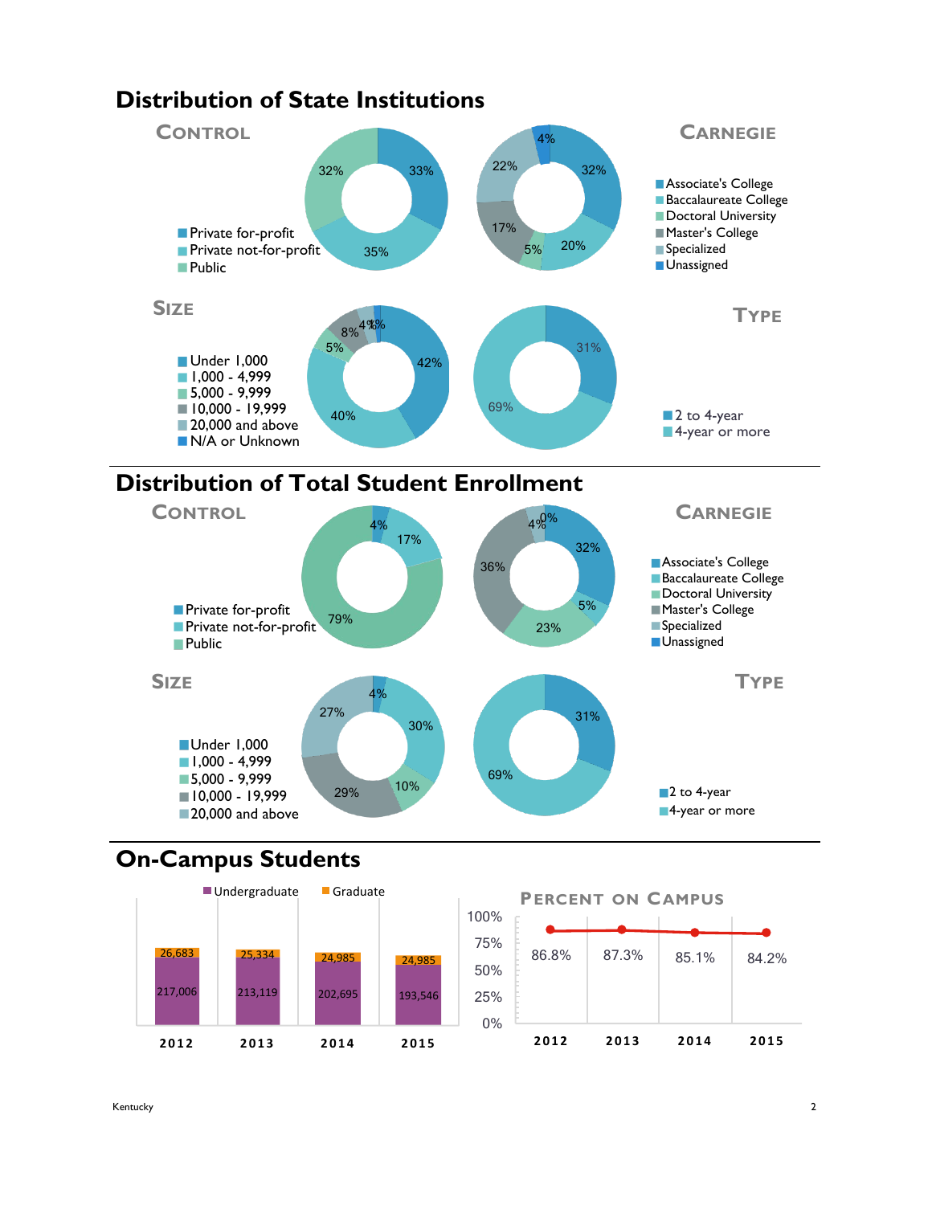# Distribution of State Institutions

### Control

| Control | Percent |
|---|---|
| Private for-profit | 33% |
| Private not-for-profit | 35% |
| Public | 32% |

### Carnegie

| Carnegie | Percent |
|---|---|
| Associate's College | 32% |
| Baccalaureate College | 20% |
| Doctoral University | 5% |
| Master's College | 17% |
| Specialized | 22% |
| Unassigned | 4% |

### Size

| Size | Percent |
|---|---|
| Under 1,000 | 42% |
| 1,000 - 4,999 | 40% |
| 5,000 - 9,999 | 5% |
| 10,000 - 19,999 | 8% |
| 20,000 and above | 4% |
| N/A or Unknown | 1% |

### Type

| Type | Percent |
|---|---|
| 2 to 4-year | 31% |
| 4-year or more | 69% |

# Distribution of Total Student Enrollment

### Control

| Control | Percent |
|---|---|
| Private for-profit | 4% |
| Private not-for-profit | 17% |
| Public | 79% |

### Carnegie

| Carnegie | Percent |
|---|---|
| Associate's College | 32% |
| Baccalaureate College | 5% |
| Doctoral University | 23% |
| Master's College | 36% |
| Specialized | 4% |
| Unassigned | 0% |

### Size

| Size | Percent |
|---|---|
| Under 1,000 | 4% |
| 1,000 - 4,999 | 30% |
| 5,000 - 9,999 | 10% |
| 10,000 - 19,999 | 29% |
| 20,000 and above | 27% |

### Type

| Type | Percent |
|---|---|
| 2 to 4-year | 31% |
| 4-year or more | 69% |

# On-Campus Students

| Year | Undergraduate | Graduate |
|---|---|---|
| 2012 | 217,006 | 26,683 |
| 2013 | 213,119 | 25,334 |
| 2014 | 202,695 | 24,985 |
| 2015 | 193,546 | 24,985 |

### Percent on Campus

| Year | Percent |
|---|---|
| 2012 | 86.8% |
| 2013 | 87.3% |
| 2014 | 85.1% |
| 2015 | 84.2% |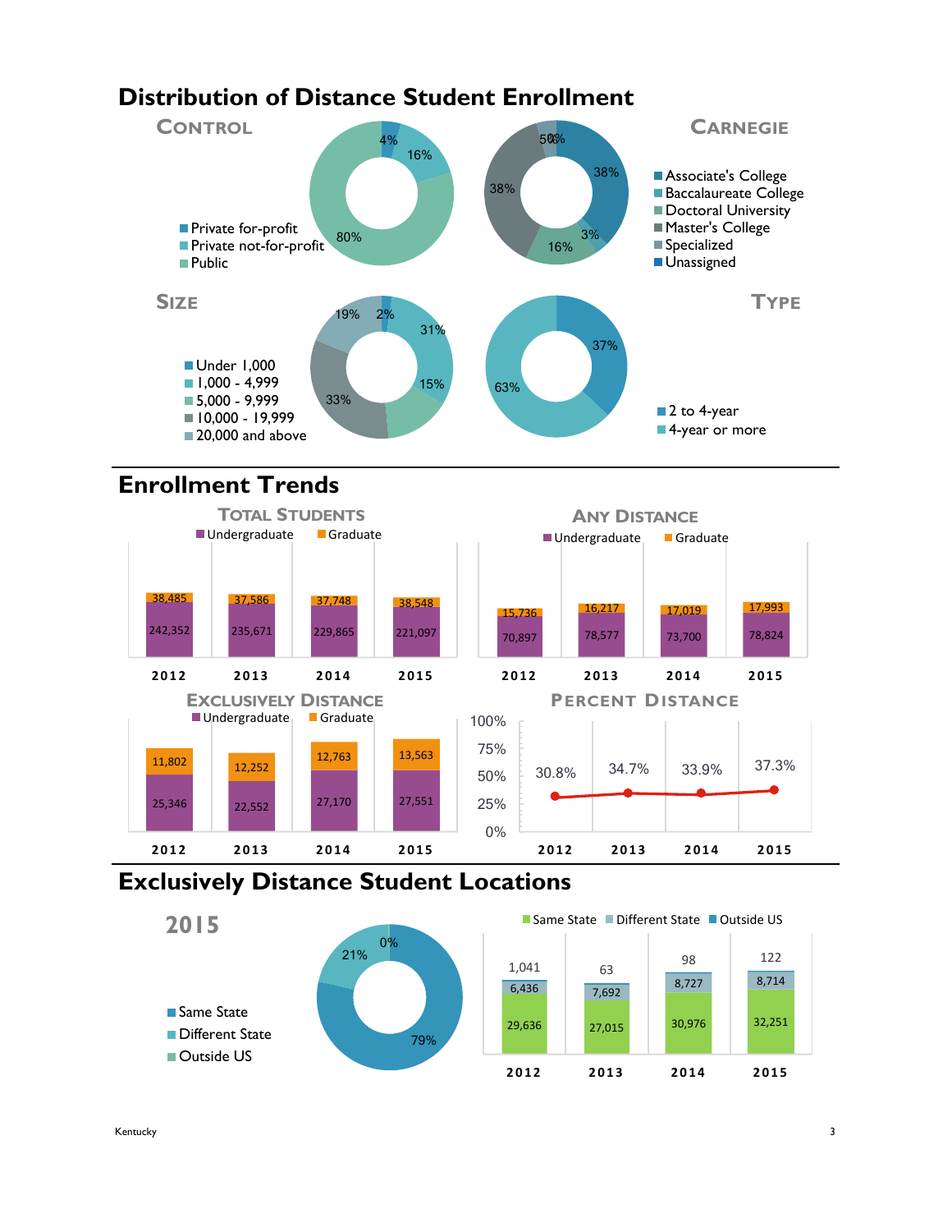# Distribution of Distance Student Enrollment

## Control

- Private for-profit: 4%
- Private not-for-profit: 16%
- Public: 80%

## Carnegie

- Associate's College: 38%
- Baccalaureate College: 3%
- Doctoral University: 16%
- Master's College: 38%
- Specialized: 5%
- Unassigned: 0%

## Size

- Under 1,000: 2%
- 1,000 - 4,999: 31%
- 5,000 - 9,999: 15%
- 10,000 - 19,999: 33%
- 20,000 and above: 19%

## Type

- 2 to 4-year: 37%
- 4-year or more: 63%

# Enrollment Trends

## Total Students

| | 2012 | 2013 | 2014 | 2015 |
|---|---|---|---|---|
| Undergraduate | 242,352 | 235,671 | 229,865 | 221,097 |
| Graduate | 38,485 | 37,586 | 37,748 | 38,548 |

## Any Distance

| | 2012 | 2013 | 2014 | 2015 |
|---|---|---|---|---|
| Undergraduate | 70,897 | 78,577 | 73,700 | 78,824 |
| Graduate | 15,736 | 16,217 | 17,019 | 17,993 |

## Exclusively Distance

| | 2012 | 2013 | 2014 | 2015 |
|---|---|---|---|---|
| Undergraduate | 25,346 | 22,552 | 27,170 | 27,551 |
| Graduate | 11,802 | 12,252 | 12,763 | 13,563 |

## Percent Distance

| 2012 | 2013 | 2014 | 2015 |
|---|---|---|---|
| 30.8% | 34.7% | 33.9% | 37.3% |

# Exclusively Distance Student Locations

## 2015

- Same State: 79%
- Different State: 21%
- Outside US: 0%

| | 2012 | 2013 | 2014 | 2015 |
|---|---|---|---|---|
| Same State | 29,636 | 27,015 | 30,976 | 32,251 |
| Different State | 6,436 | 7,692 | 8,727 | 8,714 |
| Outside US | 1,041 | 63 | 98 | 122 |

Kentucky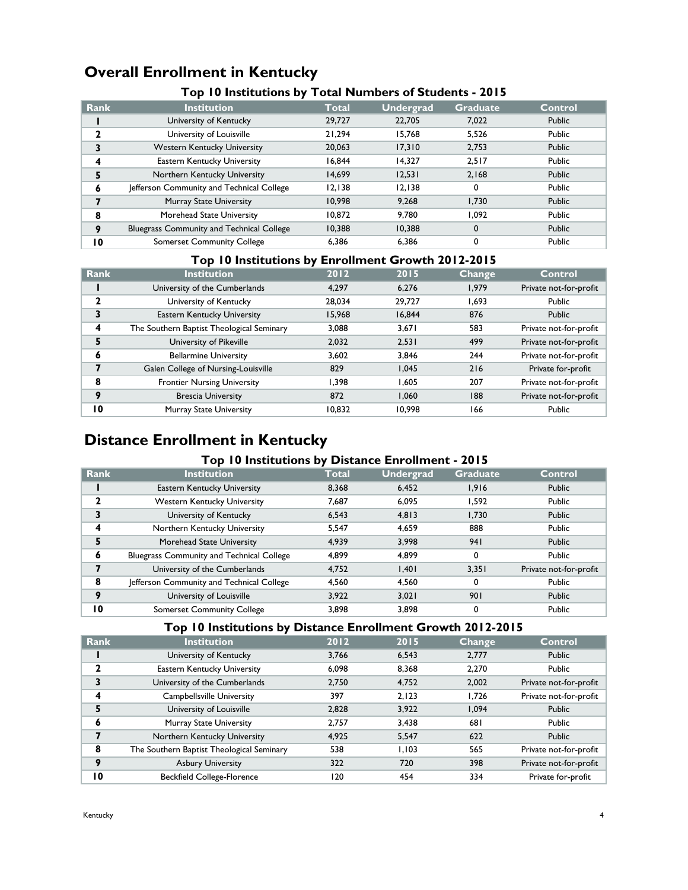## Overall Enrollment in Kentucky

### Top 10 Institutions by Total Numbers of Students - 2015

| Rank | Institution | Total | Undergrad | Graduate | Control |
|---|---|---|---|---|---|
| 1 | University of Kentucky | 29,727 | 22,705 | 7,022 | Public |
| 2 | University of Louisville | 21,294 | 15,768 | 5,526 | Public |
| 3 | Western Kentucky University | 20,063 | 17,310 | 2,753 | Public |
| 4 | Eastern Kentucky University | 16,844 | 14,327 | 2,517 | Public |
| 5 | Northern Kentucky University | 14,699 | 12,531 | 2,168 | Public |
| 6 | Jefferson Community and Technical College | 12,138 | 12,138 | 0 | Public |
| 7 | Murray State University | 10,998 | 9,268 | 1,730 | Public |
| 8 | Morehead State University | 10,872 | 9,780 | 1,092 | Public |
| 9 | Bluegrass Community and Technical College | 10,388 | 10,388 | 0 | Public |
| 10 | Somerset Community College | 6,386 | 6,386 | 0 | Public |

### Top 10 Institutions by Enrollment Growth 2012-2015

| Rank | Institution | 2012 | 2015 | Change | Control |
|---|---|---|---|---|---|
| 1 | University of the Cumberlands | 4,297 | 6,276 | 1,979 | Private not-for-profit |
| 2 | University of Kentucky | 28,034 | 29,727 | 1,693 | Public |
| 3 | Eastern Kentucky University | 15,968 | 16,844 | 876 | Public |
| 4 | The Southern Baptist Theological Seminary | 3,088 | 3,671 | 583 | Private not-for-profit |
| 5 | University of Pikeville | 2,032 | 2,531 | 499 | Private not-for-profit |
| 6 | Bellarmine University | 3,602 | 3,846 | 244 | Private not-for-profit |
| 7 | Galen College of Nursing-Louisville | 829 | 1,045 | 216 | Private for-profit |
| 8 | Frontier Nursing University | 1,398 | 1,605 | 207 | Private not-for-profit |
| 9 | Brescia University | 872 | 1,060 | 188 | Private not-for-profit |
| 10 | Murray State University | 10,832 | 10,998 | 166 | Public |

## Distance Enrollment in Kentucky

### Top 10 Institutions by Distance Enrollment - 2015

| Rank | Institution | Total | Undergrad | Graduate | Control |
|---|---|---|---|---|---|
| 1 | Eastern Kentucky University | 8,368 | 6,452 | 1,916 | Public |
| 2 | Western Kentucky University | 7,687 | 6,095 | 1,592 | Public |
| 3 | University of Kentucky | 6,543 | 4,813 | 1,730 | Public |
| 4 | Northern Kentucky University | 5,547 | 4,659 | 888 | Public |
| 5 | Morehead State University | 4,939 | 3,998 | 941 | Public |
| 6 | Bluegrass Community and Technical College | 4,899 | 4,899 | 0 | Public |
| 7 | University of the Cumberlands | 4,752 | 1,401 | 3,351 | Private not-for-profit |
| 8 | Jefferson Community and Technical College | 4,560 | 4,560 | 0 | Public |
| 9 | University of Louisville | 3,922 | 3,021 | 901 | Public |
| 10 | Somerset Community College | 3,898 | 3,898 | 0 | Public |

### Top 10 Institutions by Distance Enrollment Growth 2012-2015

| Rank | Institution | 2012 | 2015 | Change | Control |
|---|---|---|---|---|---|
| 1 | University of Kentucky | 3,766 | 6,543 | 2,777 | Public |
| 2 | Eastern Kentucky University | 6,098 | 8,368 | 2,270 | Public |
| 3 | University of the Cumberlands | 2,750 | 4,752 | 2,002 | Private not-for-profit |
| 4 | Campbellsville University | 397 | 2,123 | 1,726 | Private not-for-profit |
| 5 | University of Louisville | 2,828 | 3,922 | 1,094 | Public |
| 6 | Murray State University | 2,757 | 3,438 | 681 | Public |
| 7 | Northern Kentucky University | 4,925 | 5,547 | 622 | Public |
| 8 | The Southern Baptist Theological Seminary | 538 | 1,103 | 565 | Private not-for-profit |
| 9 | Asbury University | 322 | 720 | 398 | Private not-for-profit |
| 10 | Beckfield College-Florence | 120 | 454 | 334 | Private for-profit |